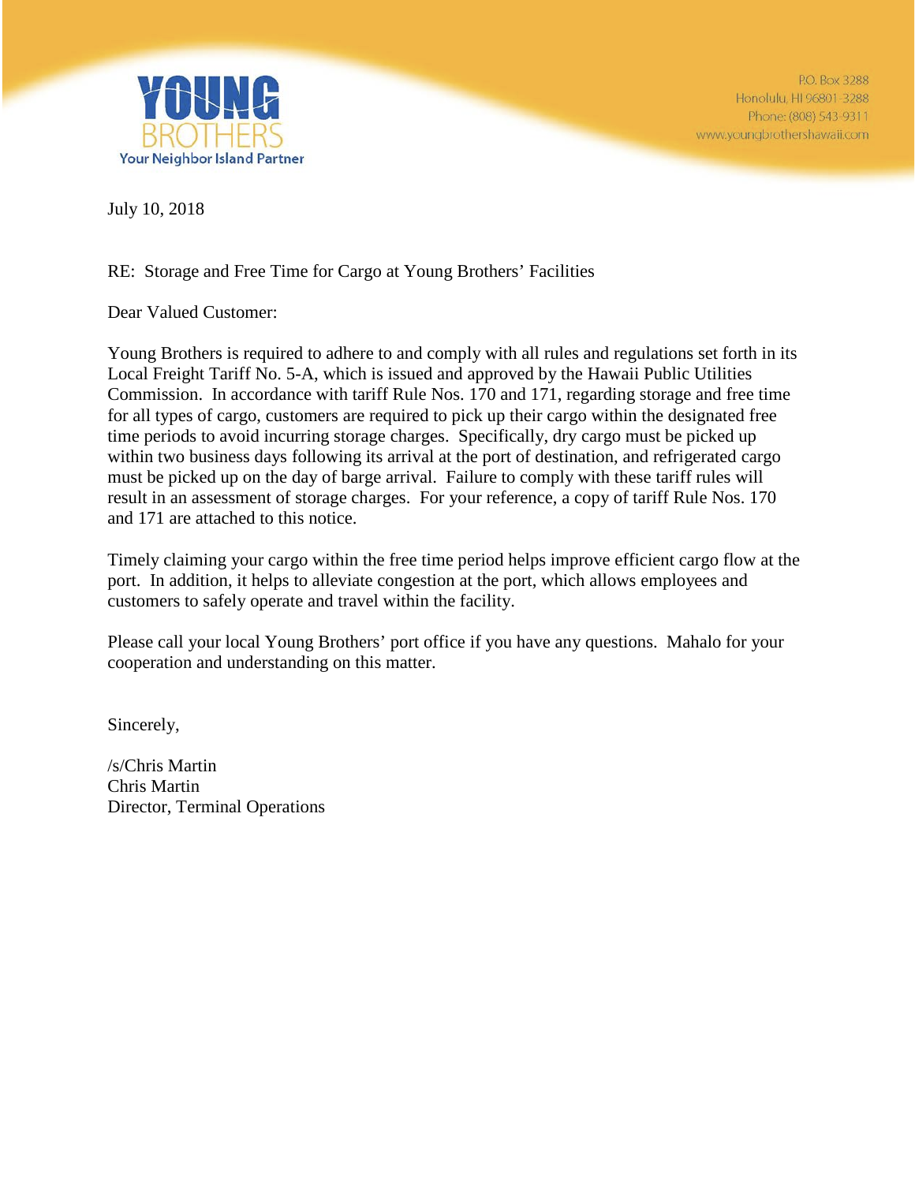**YOUNG BROTHERS**
Your Neighbor Island Partner

P.O. Box 3288
Honolulu, HI 96801-3288
Phone: (808) 543-9311
www.youngbrothershawaii.com

July 10, 2018

RE: Storage and Free Time for Cargo at Young Brothers' Facilities

Dear Valued Customer:

Young Brothers is required to adhere to and comply with all rules and regulations set forth in its Local Freight Tariff No. 5-A, which is issued and approved by the Hawaii Public Utilities Commission. In accordance with tariff Rule Nos. 170 and 171, regarding storage and free time for all types of cargo, customers are required to pick up their cargo within the designated free time periods to avoid incurring storage charges. Specifically, dry cargo must be picked up within two business days following its arrival at the port of destination, and refrigerated cargo must be picked up on the day of barge arrival. Failure to comply with these tariff rules will result in an assessment of storage charges. For your reference, a copy of tariff Rule Nos. 170 and 171 are attached to this notice.

Timely claiming your cargo within the free time period helps improve efficient cargo flow at the port. In addition, it helps to alleviate congestion at the port, which allows employees and customers to safely operate and travel within the facility.

Please call your local Young Brothers' port office if you have any questions. Mahalo for your cooperation and understanding on this matter.

Sincerely,

/s/Chris Martin
Chris Martin
Director, Terminal Operations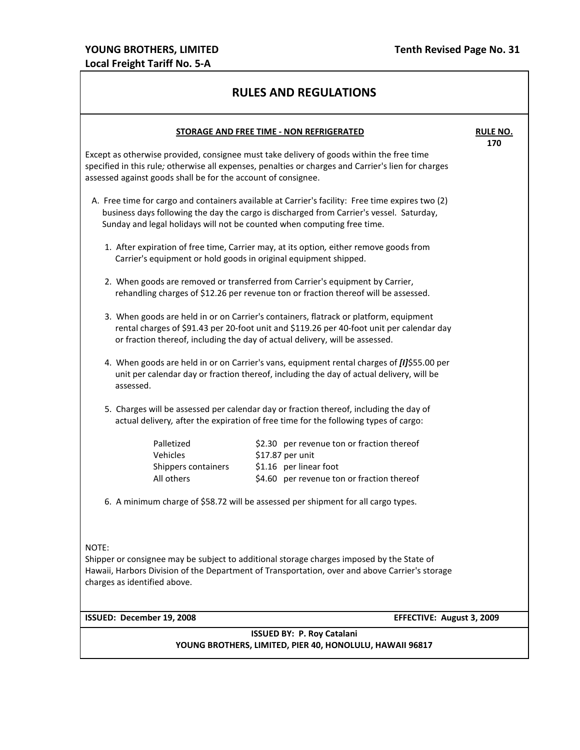**YOUNG BROTHERS, LIMITED** **Tenth Revised Page No. 31**
**Local Freight Tariff No. 5-A**

# RULES AND REGULATIONS

## STORAGE AND FREE TIME - NON REFRIGERATED

**RULE NO. 170**

Except as otherwise provided, consignee must take delivery of goods within the free time specified in this rule; otherwise all expenses, penalties or charges and Carrier's lien for charges assessed against goods shall be for the account of consignee.

A. Free time for cargo and containers available at Carrier's facility: Free time expires two (2) business days following the day the cargo is discharged from Carrier's vessel. Saturday, Sunday and legal holidays will not be counted when computing free time.

1. After expiration of free time, Carrier may, at its option, either remove goods from Carrier's equipment or hold goods in original equipment shipped.

2. When goods are removed or transferred from Carrier's equipment by Carrier, rehandling charges of $12.26 per revenue ton or fraction thereof will be assessed.

3. When goods are held in or on Carrier's containers, flatrack or platform, equipment rental charges of $91.43 per 20-foot unit and $119.26 per 40-foot unit per calendar day or fraction thereof, including the day of actual delivery, will be assessed.

4. When goods are held in or on Carrier's vans, equipment rental charges of ***[I]***$55.00 per unit per calendar day or fraction thereof, including the day of actual delivery, will be assessed.

5. Charges will be assessed per calendar day or fraction thereof, including the day of actual delivery, after the expiration of free time for the following types of cargo:

| | |
|---|---|
| Palletized | $2.30 per revenue ton or fraction thereof |
| Vehicles | $17.87 per unit |
| Shippers containers | $1.16 per linear foot |
| All others | $4.60 per revenue ton or fraction thereof |

6. A minimum charge of $58.72 will be assessed per shipment for all cargo types.

NOTE:
Shipper or consignee may be subject to additional storage charges imposed by the State of Hawaii, Harbors Division of the Department of Transportation, over and above Carrier's storage charges as identified above.

**ISSUED: December 19, 2008** **EFFECTIVE: August 3, 2009**

**ISSUED BY: P. Roy Catalani**
**YOUNG BROTHERS, LIMITED, PIER 40, HONOLULU, HAWAII 96817**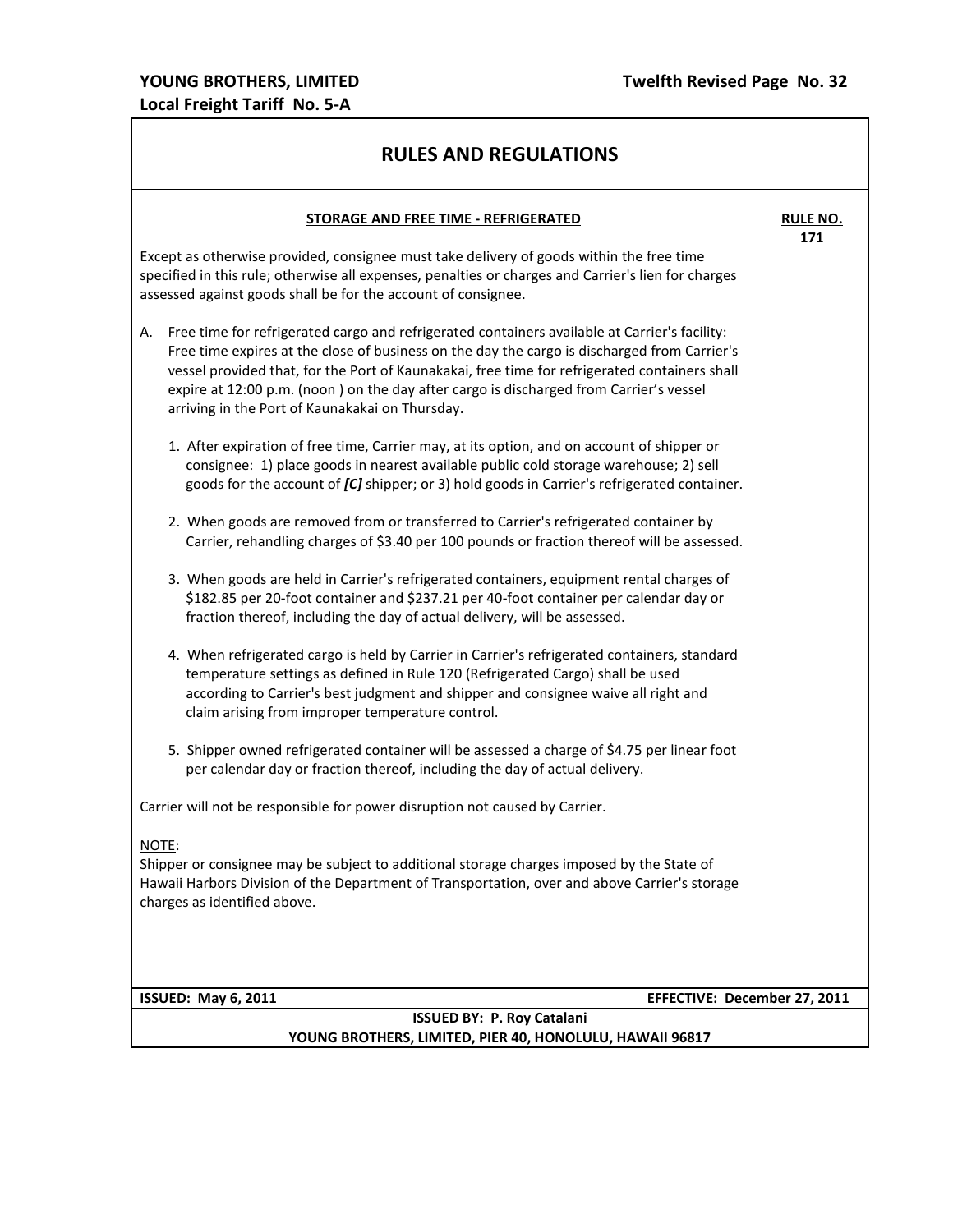# RULES AND REGULATIONS

**STORAGE AND FREE TIME - REFRIGERATED** — **RULE NO. 171**

Except as otherwise provided, consignee must take delivery of goods within the free time specified in this rule; otherwise all expenses, penalties or charges and Carrier's lien for charges assessed against goods shall be for the account of consignee.

A. Free time for refrigerated cargo and refrigerated containers available at Carrier's facility: Free time expires at the close of business on the day the cargo is discharged from Carrier's vessel provided that, for the Port of Kaunakakai, free time for refrigerated containers shall expire at 12:00 p.m. (noon ) on the day after cargo is discharged from Carrier's vessel arriving in the Port of Kaunakakai on Thursday.

1. After expiration of free time, Carrier may, at its option, and on account of shipper or consignee: 1) place goods in nearest available public cold storage warehouse; 2) sell goods for the account of ***[C]*** shipper; or 3) hold goods in Carrier's refrigerated container.

2. When goods are removed from or transferred to Carrier's refrigerated container by Carrier, rehandling charges of $3.40 per 100 pounds or fraction thereof will be assessed.

3. When goods are held in Carrier's refrigerated containers, equipment rental charges of $182.85 per 20-foot container and $237.21 per 40-foot container per calendar day or fraction thereof, including the day of actual delivery, will be assessed.

4. When refrigerated cargo is held by Carrier in Carrier's refrigerated containers, standard temperature settings as defined in Rule 120 (Refrigerated Cargo) shall be used according to Carrier's best judgment and shipper and consignee waive all right and claim arising from improper temperature control.

5. Shipper owned refrigerated container will be assessed a charge of $4.75 per linear foot per calendar day or fraction thereof, including the day of actual delivery.

Carrier will not be responsible for power disruption not caused by Carrier.

NOTE:
Shipper or consignee may be subject to additional storage charges imposed by the State of Hawaii Harbors Division of the Department of Transportation, over and above Carrier's storage charges as identified above.

**ISSUED: May 6, 2011** — **EFFECTIVE: December 27, 2011**

**ISSUED BY: P. Roy Catalani**
**YOUNG BROTHERS, LIMITED, PIER 40, HONOLULU, HAWAII 96817**